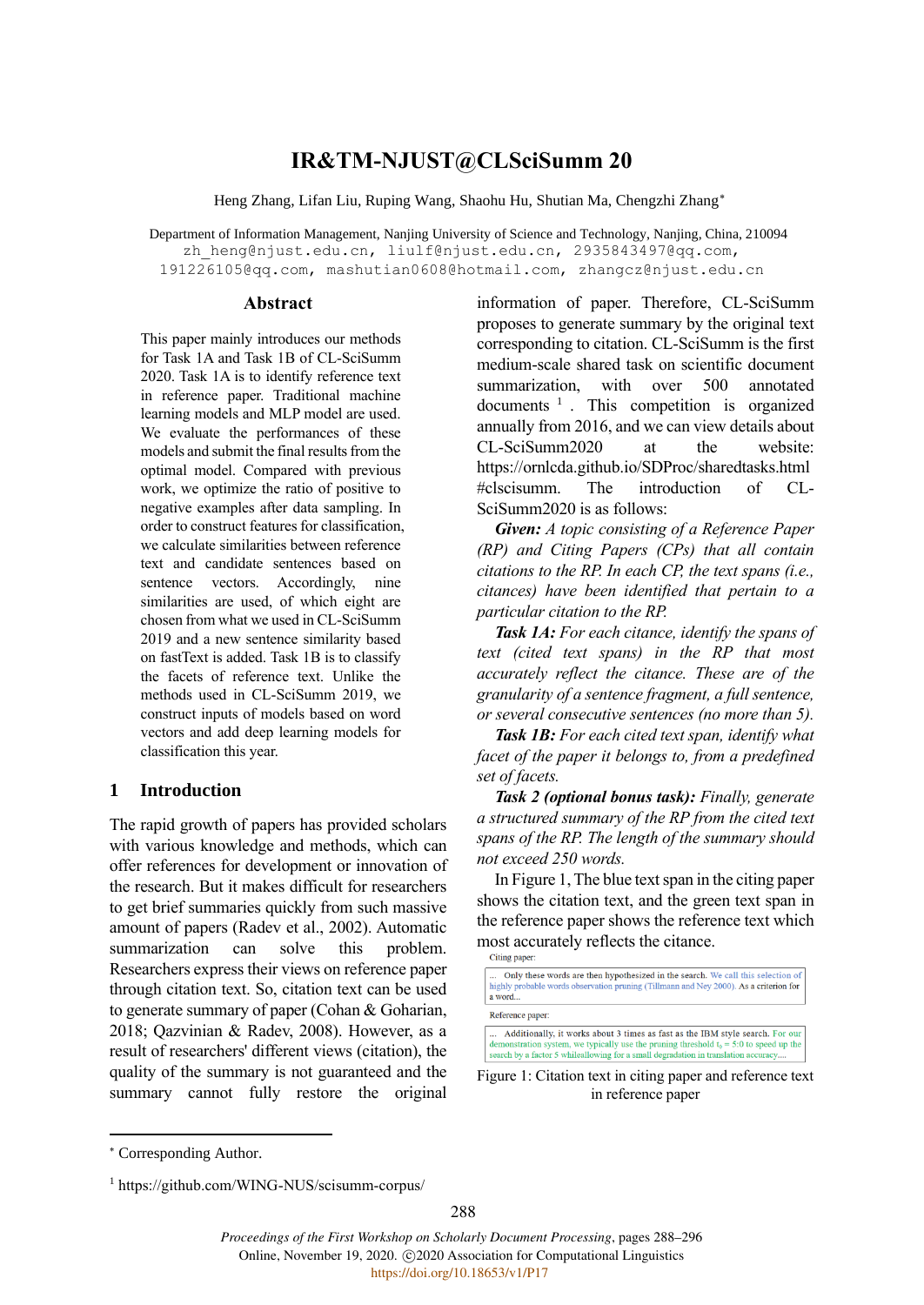# IR&TM-NJUST@CLSciSumm 20

Heng Zhang, Lifan Liu, Ruping Wang, Shaohu Hu, Shutian Ma, Chengzhi Zhang*

Department of Information Management, Nanjing University of Science and Technology, Nanjing, China, 210094
zh_heng@njust.edu.cn, liulf@njust.edu.cn, 2935843497@qq.com,
191226105@qq.com, mashutian0608@hotmail.com, zhangcz@njust.edu.cn

## Abstract

This paper mainly introduces our methods for Task 1A and Task 1B of CL-SciSumm 2020. Task 1A is to identify reference text in reference paper. Traditional machine learning models and MLP model are used. We evaluate the performances of these models and submit the final results from the optimal model. Compared with previous work, we optimize the ratio of positive to negative examples after data sampling. In order to construct features for classification, we calculate similarities between reference text and candidate sentences based on sentence vectors. Accordingly, nine similarities are used, of which eight are chosen from what we used in CL-SciSumm 2019 and a new sentence similarity based on fastText is added. Task 1B is to classify the facets of reference text. Unlike the methods used in CL-SciSumm 2019, we construct inputs of models based on word vectors and add deep learning models for classification this year.

## 1 Introduction

The rapid growth of papers has provided scholars with various knowledge and methods, which can offer references for development or innovation of the research. But it makes difficult for researchers to get brief summaries quickly from such massive amount of papers (Radev et al., 2002). Automatic summarization can solve this problem. Researchers express their views on reference paper through citation text. So, citation text can be used to generate summary of paper (Cohan & Goharian, 2018; Qazvinian & Radev, 2008). However, as a result of researchers' different views (citation), the quality of the summary is not guaranteed and the summary cannot fully restore the original information of paper. Therefore, CL-SciSumm proposes to generate summary by the original text corresponding to citation. CL-SciSumm is the first medium-scale shared task on scientific document summarization, with over 500 annotated documents [1]. This competition is organized annually from 2016, and we can view details about CL-SciSumm2020 at the website: https://ornlcda.github.io/SDProc/sharedtasks.html #clscisumm. The introduction of CL-SciSumm2020 is as follows:

***Given:*** *A topic consisting of a Reference Paper (RP) and Citing Papers (CPs) that all contain citations to the RP. In each CP, the text spans (i.e., citances) have been identified that pertain to a particular citation to the RP.*

***Task 1A:*** *For each citance, identify the spans of text (cited text spans) in the RP that most accurately reflect the citance. These are of the granularity of a sentence fragment, a full sentence, or several consecutive sentences (no more than 5).*

***Task 1B:*** *For each cited text span, identify what facet of the paper it belongs to, from a predefined set of facets.*

***Task 2 (optional bonus task):*** *Finally, generate a structured summary of the RP from the cited text spans of the RP. The length of the summary should not exceed 250 words.*

In Figure 1, The blue text span in the citing paper shows the citation text, and the green text span in the reference paper shows the reference text which most accurately reflects the citance.

Citing paper:

... Only these words are then hypothesized in the search. We call this selection of highly probable words observation pruning (Tillmann and Ney 2000). As a criterion for a word...

Reference paper:

... Additionally, it works about 3 times as fast as the IBM style search. For our demonstration system, we typically use the pruning threshold $t_0 = 5{:}0$ to speed up the search by a factor 5 whileallowing for a small degradation in translation accuracy....

Figure 1: Citation text in citing paper and reference text in reference paper

---

* Corresponding Author.

[1] https://github.com/WING-NUS/scisumm-corpus/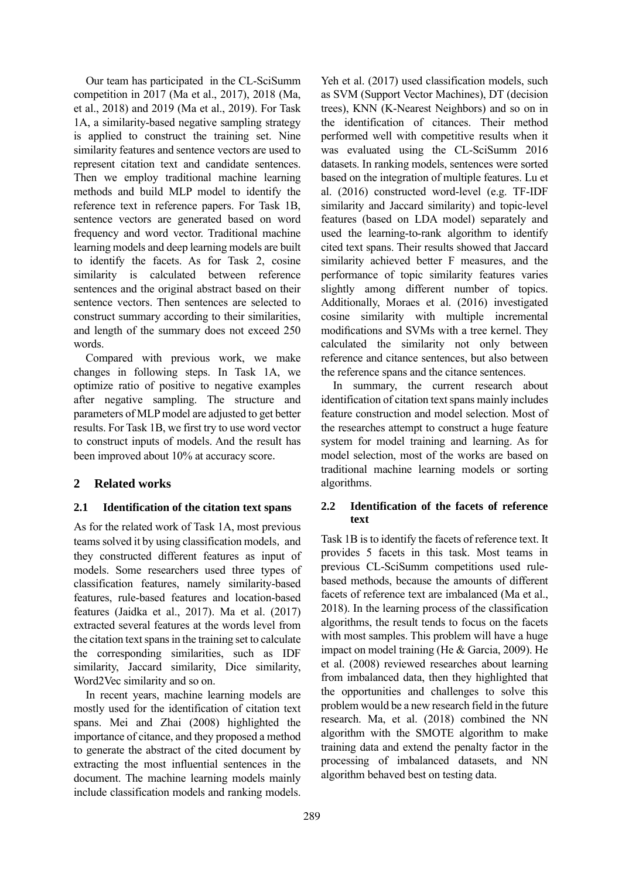Our team has participated in the CL-SciSumm competition in 2017 (Ma et al., 2017), 2018 (Ma, et al., 2018) and 2019 (Ma et al., 2019). For Task 1A, a similarity-based negative sampling strategy is applied to construct the training set. Nine similarity features and sentence vectors are used to represent citation text and candidate sentences. Then we employ traditional machine learning methods and build MLP model to identify the reference text in reference papers. For Task 1B, sentence vectors are generated based on word frequency and word vector. Traditional machine learning models and deep learning models are built to identify the facets. As for Task 2, cosine similarity is calculated between reference sentences and the original abstract based on their sentence vectors. Then sentences are selected to construct summary according to their similarities, and length of the summary does not exceed 250 words.

Compared with previous work, we make changes in following steps. In Task 1A, we optimize ratio of positive to negative examples after negative sampling. The structure and parameters of MLP model are adjusted to get better results. For Task 1B, we first try to use word vector to construct inputs of models. And the result has been improved about 10% at accuracy score.

## 2 Related works

### 2.1 Identification of the citation text spans

As for the related work of Task 1A, most previous teams solved it by using classification models, and they constructed different features as input of models. Some researchers used three types of classification features, namely similarity-based features, rule-based features and location-based features (Jaidka et al., 2017). Ma et al. (2017) extracted several features at the words level from the citation text spans in the training set to calculate the corresponding similarities, such as IDF similarity, Jaccard similarity, Dice similarity, Word2Vec similarity and so on.

In recent years, machine learning models are mostly used for the identification of citation text spans. Mei and Zhai (2008) highlighted the importance of citance, and they proposed a method to generate the abstract of the cited document by extracting the most influential sentences in the document. The machine learning models mainly include classification models and ranking models. Yeh et al. (2017) used classification models, such as SVM (Support Vector Machines), DT (decision trees), KNN (K-Nearest Neighbors) and so on in the identification of citances. Their method performed well with competitive results when it was evaluated using the CL-SciSumm 2016 datasets. In ranking models, sentences were sorted based on the integration of multiple features. Lu et al. (2016) constructed word-level (e.g. TF-IDF similarity and Jaccard similarity) and topic-level features (based on LDA model) separately and used the learning-to-rank algorithm to identify cited text spans. Their results showed that Jaccard similarity achieved better F measures, and the performance of topic similarity features varies slightly among different number of topics. Additionally, Moraes et al. (2016) investigated cosine similarity with multiple incremental modifications and SVMs with a tree kernel. They calculated the similarity not only between reference and citance sentences, but also between the reference spans and the citance sentences.

In summary, the current research about identification of citation text spans mainly includes feature construction and model selection. Most of the researches attempt to construct a huge feature system for model training and learning. As for model selection, most of the works are based on traditional machine learning models or sorting algorithms.

### 2.2 Identification of the facets of reference text

Task 1B is to identify the facets of reference text. It provides 5 facets in this task. Most teams in previous CL-SciSumm competitions used rule-based methods, because the amounts of different facets of reference text are imbalanced (Ma et al., 2018). In the learning process of the classification algorithms, the result tends to focus on the facets with most samples. This problem will have a huge impact on model training (He & Garcia, 2009). He et al. (2008) reviewed researches about learning from imbalanced data, then they highlighted that the opportunities and challenges to solve this problem would be a new research field in the future research. Ma, et al. (2018) combined the NN algorithm with the SMOTE algorithm to make training data and extend the penalty factor in the processing of imbalanced datasets, and NN algorithm behaved best on testing data.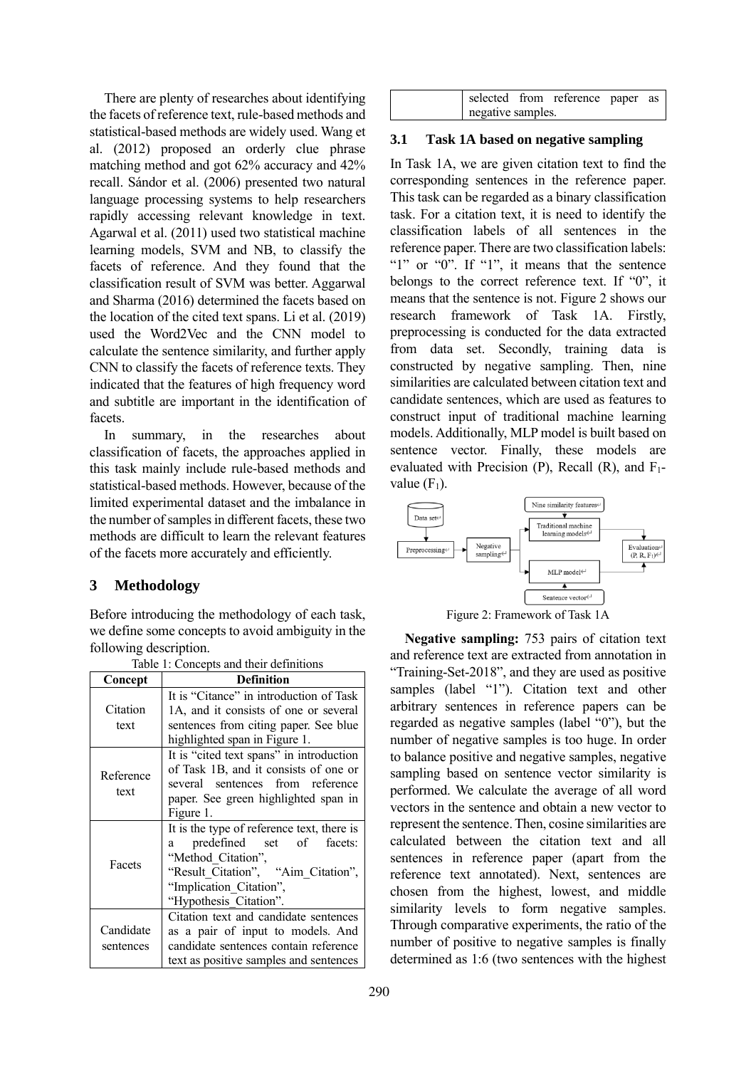There are plenty of researches about identifying the facets of reference text, rule-based methods and statistical-based methods are widely used. Wang et al. (2012) proposed an orderly clue phrase matching method and got 62% accuracy and 42% recall. Sándor et al. (2006) presented two natural language processing systems to help researchers rapidly accessing relevant knowledge in text. Agarwal et al. (2011) used two statistical machine learning models, SVM and NB, to classify the facets of reference. And they found that the classification result of SVM was better. Aggarwal and Sharma (2016) determined the facets based on the location of the cited text spans. Li et al. (2019) used the Word2Vec and the CNN model to calculate the sentence similarity, and further apply CNN to classify the facets of reference texts. They indicated that the features of high frequency word and subtitle are important in the identification of facets.

In summary, in the researches about classification of facets, the approaches applied in this task mainly include rule-based methods and statistical-based methods. However, because of the limited experimental dataset and the imbalance in the number of samples in different facets, these two methods are difficult to learn the relevant features of the facets more accurately and efficiently.

## 3 Methodology

Before introducing the methodology of each task, we define some concepts to avoid ambiguity in the following description.

Table 1: Concepts and their definitions

| Concept | Definition |
|---|---|
| Citation text | It is "Citance" in introduction of Task 1A, and it consists of one or several sentences from citing paper. See blue highlighted span in Figure 1. |
| Reference text | It is "cited text spans" in introduction of Task 1B, and it consists of one or several sentences from reference paper. See green highlighted span in Figure 1. |
| Facets | It is the type of reference text, there is a predefined set of facets: "Method_Citation", "Result_Citation", "Aim_Citation", "Implication_Citation", "Hypothesis_Citation". |
| Candidate sentences | Citation text and candidate sentences as a pair of input to models. And candidate sentences contain reference text as positive samples and sentences selected from reference paper as negative samples. |

### 3.1 Task 1A based on negative sampling

In Task 1A, we are given citation text to find the corresponding sentences in the reference paper. This task can be regarded as a binary classification task. For a citation text, it is need to identify the classification labels of all sentences in the reference paper. There are two classification labels: "1" or "0". If "1", it means that the sentence belongs to the correct reference text. If "0", it means that the sentence is not. Figure 2 shows our research framework of Task 1A. Firstly, preprocessing is conducted for the data extracted from data set. Secondly, training data is constructed by negative sampling. Then, nine similarities are calculated between citation text and candidate sentences, which are used as features to construct input of traditional machine learning models. Additionally, MLP model is built based on sentence vector. Finally, these models are evaluated with Precision (P), Recall (R), and $F_1$-value ($F_1$).

Figure 2: Framework of Task 1A

**Negative sampling:** 753 pairs of citation text and reference text are extracted from annotation in "Training-Set-2018", and they are used as positive samples (label "1"). Citation text and other arbitrary sentences in reference papers can be regarded as negative samples (label "0"), but the number of negative samples is too huge. In order to balance positive and negative samples, negative sampling based on sentence vector similarity is performed. We calculate the average of all word vectors in the sentence and obtain a new vector to represent the sentence. Then, cosine similarities are calculated between the citation text and all sentences in reference paper (apart from the reference text annotated). Next, sentences are chosen from the highest, lowest, and middle similarity levels to form negative samples. Through comparative experiments, the ratio of the number of positive to negative samples is finally determined as 1:6 (two sentences with the highest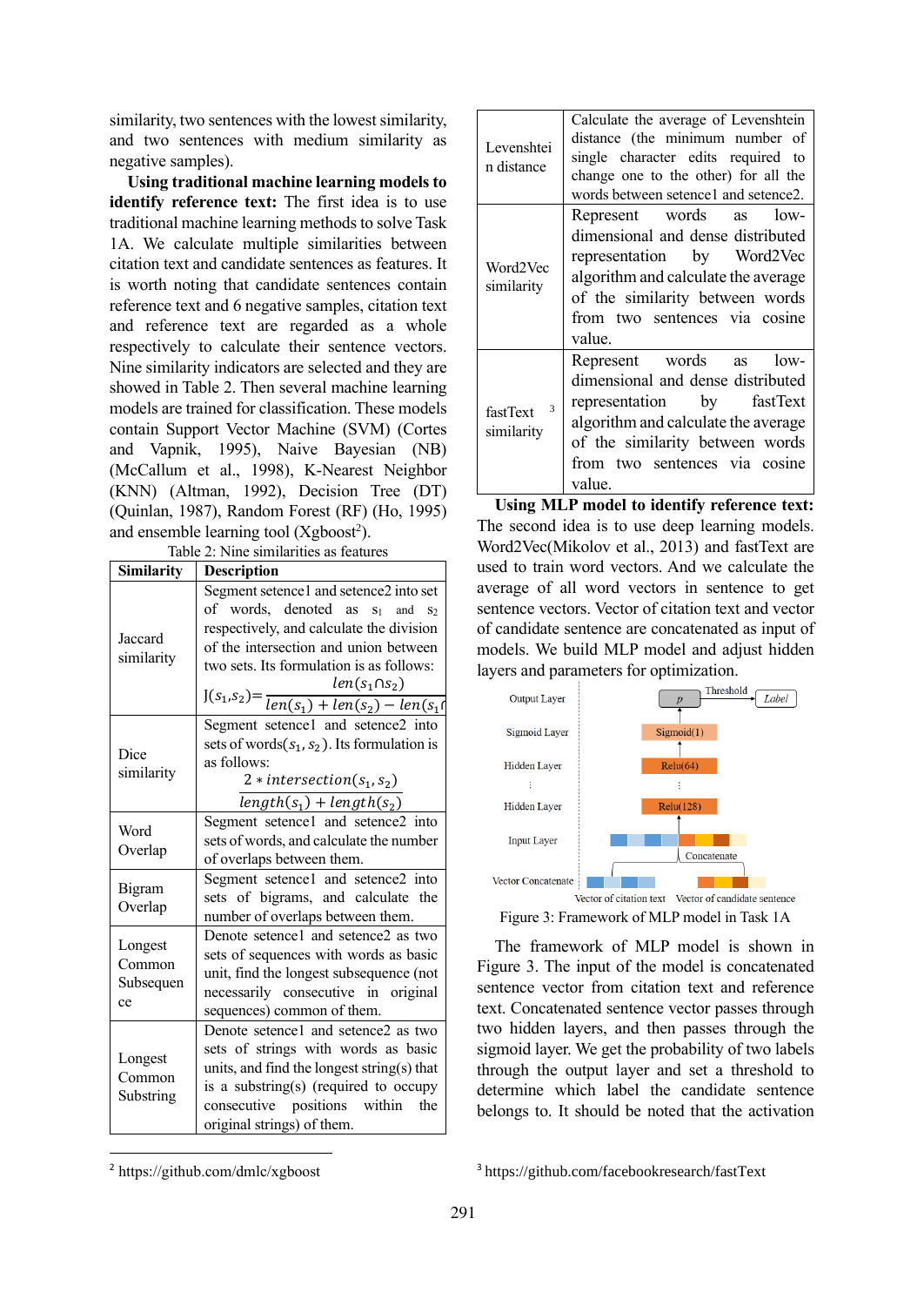similarity, two sentences with the lowest similarity, and two sentences with medium similarity as negative samples).

**Using traditional machine learning models to identify reference text:** The first idea is to use traditional machine learning methods to solve Task 1A. We calculate multiple similarities between citation text and candidate sentences as features. It is worth noting that candidate sentences contain reference text and 6 negative samples, citation text and reference text are regarded as a whole respectively to calculate their sentence vectors. Nine similarity indicators are selected and they are showed in Table 2. Then several machine learning models are trained for classification. These models contain Support Vector Machine (SVM) (Cortes and Vapnik, 1995), Naive Bayesian (NB) (McCallum et al., 1998), K-Nearest Neighbor (KNN) (Altman, 1992), Decision Tree (DT) (Quinlan, 1987), Random Forest (RF) (Ho, 1995) and ensemble learning tool (Xgboost[2]).

Table 2: Nine similarities as features

| Similarity | Description |
|---|---|
| Jaccard similarity | Segment setence1 and setence2 into set of words, denoted as $s_1$ and $s_2$ respectively, and calculate the division of the intersection and union between two sets. Its formulation is as follows: $J(s_1,s_2)=\frac{len(s_1 \cap s_2)}{len(s_1)+len(s_2)-len(s_1 \cap s_2)}$ |
| Dice similarity | Segment setence1 and setence2 into sets of words($s_1, s_2$). Its formulation is as follows: $\frac{2*intersection(s_1,s_2)}{length(s_1)+length(s_2)}$ |
| Word Overlap | Segment setence1 and setence2 into sets of words, and calculate the number of overlaps between them. |
| Bigram Overlap | Segment setence1 and setence2 into sets of bigrams, and calculate the number of overlaps between them. |
| Longest Common Subsequence | Denote setence1 and setence2 as two sets of sequences with words as basic unit, find the longest subsequence (not necessarily consecutive in original sequences) common of them. |
| Longest Common Substring | Denote setence1 and setence2 as two sets of strings with words as basic units, and find the longest string(s) that is a substring(s) (required to occupy consecutive positions within the original strings) of them. |
| Levenshtein distance | Calculate the average of Levenshtein distance (the minimum number of single character edits required to change one to the other) for all the words between setence1 and setence2. |
| Word2Vec similarity | Represent words as low-dimensional and dense distributed representation by Word2Vec algorithm and calculate the average of the similarity between words from two sentences via cosine value. |
| fastText[3] similarity | Represent words as low-dimensional and dense distributed representation by fastText algorithm and calculate the average of the similarity between words from two sentences via cosine value. |

**Using MLP model to identify reference text:** The second idea is to use deep learning models. Word2Vec(Mikolov et al., 2013) and fastText are used to train word vectors. And we calculate the average of all word vectors in sentence to get sentence vectors. Vector of citation text and vector of candidate sentence are concatenated as input of models. We build MLP model and adjust hidden layers and parameters for optimization.

Figure 3: Framework of MLP model in Task 1A

The framework of MLP model is shown in Figure 3. The input of the model is concatenated sentence vector from citation text and reference text. Concatenated sentence vector passes through two hidden layers, and then passes through the sigmoid layer. We get the probability of two labels through the output layer and set a threshold to determine which label the candidate sentence belongs to. It should be noted that the activation

[2] https://github.com/dmlc/xgboost

[3] https://github.com/facebookresearch/fastText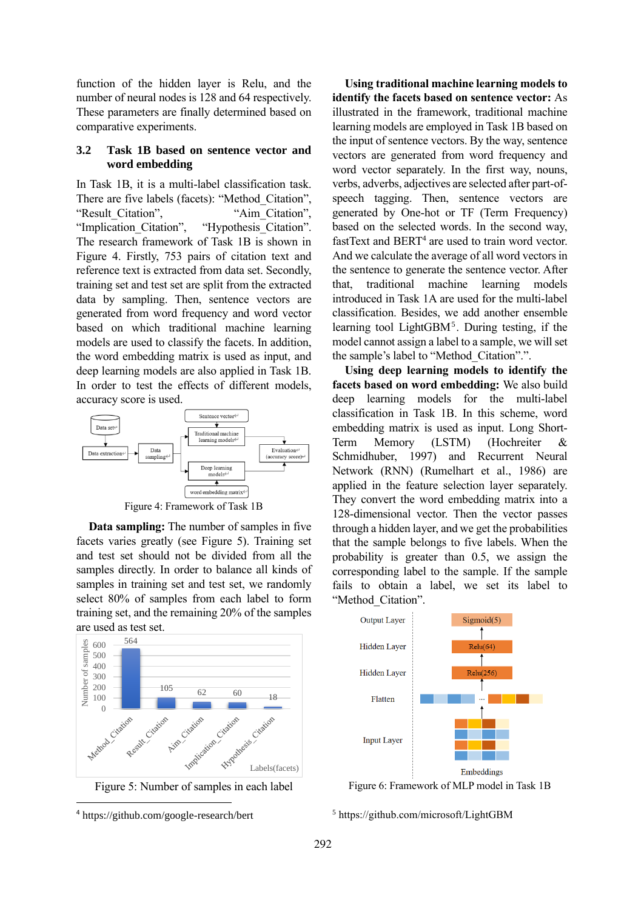function of the hidden layer is Relu, and the number of neural nodes is 128 and 64 respectively. These parameters are finally determined based on comparative experiments.

## 3.2 Task 1B based on sentence vector and word embedding

In Task 1B, it is a multi-label classification task. There are five labels (facets): "Method_Citation", "Result_Citation", "Aim_Citation", "Implication_Citation", "Hypothesis_Citation". The research framework of Task 1B is shown in Figure 4. Firstly, 753 pairs of citation text and reference text is extracted from data set. Secondly, training set and test set are split from the extracted data by sampling. Then, sentence vectors are generated from word frequency and word vector based on which traditional machine learning models are used to classify the facets. In addition, the word embedding matrix is used as input, and deep learning models are also applied in Task 1B. In order to test the effects of different models, accuracy score is used.

Figure 4: Framework of Task 1B

**Data sampling:** The number of samples in five facets varies greatly (see Figure 5). Training set and test set should not be divided from all the samples directly. In order to balance all kinds of samples in training set and test set, we randomly select 80% of samples from each label to form training set, and the remaining 20% of the samples are used as test set.

Figure 5: Number of samples in each label

**Using traditional machine learning models to identify the facets based on sentence vector:** As illustrated in the framework, traditional machine learning models are employed in Task 1B based on the input of sentence vectors. By the way, sentence vectors are generated from word frequency and word vector separately. In the first way, nouns, verbs, adverbs, adjectives are selected after part-of-speech tagging. Then, sentence vectors are generated by One-hot or TF (Term Frequency) based on the selected words. In the second way, fastText and BERT[4] are used to train word vector. And we calculate the average of all word vectors in the sentence to generate the sentence vector. After that, traditional machine learning models introduced in Task 1A are used for the multi-label classification. Besides, we add another ensemble learning tool LightGBM[5]. During testing, if the model cannot assign a label to a sample, we will set the sample's label to "Method_Citation".".

**Using deep learning models to identify the facets based on word embedding:** We also build deep learning models for the multi-label classification in Task 1B. In this scheme, word embedding matrix is used as input. Long Short-Term Memory (LSTM) (Hochreiter & Schmidhuber, 1997) and Recurrent Neural Network (RNN) (Rumelhart et al., 1986) are applied in the feature selection layer separately. They convert the word embedding matrix into a 128-dimensional vector. Then the vector passes through a hidden layer, and we get the probabilities that the sample belongs to five labels. When the probability is greater than 0.5, we assign the corresponding label to the sample. If the sample fails to obtain a label, we set its label to "Method_Citation".

Figure 6: Framework of MLP model in Task 1B

[4] https://github.com/google-research/bert

[5] https://github.com/microsoft/LightGBM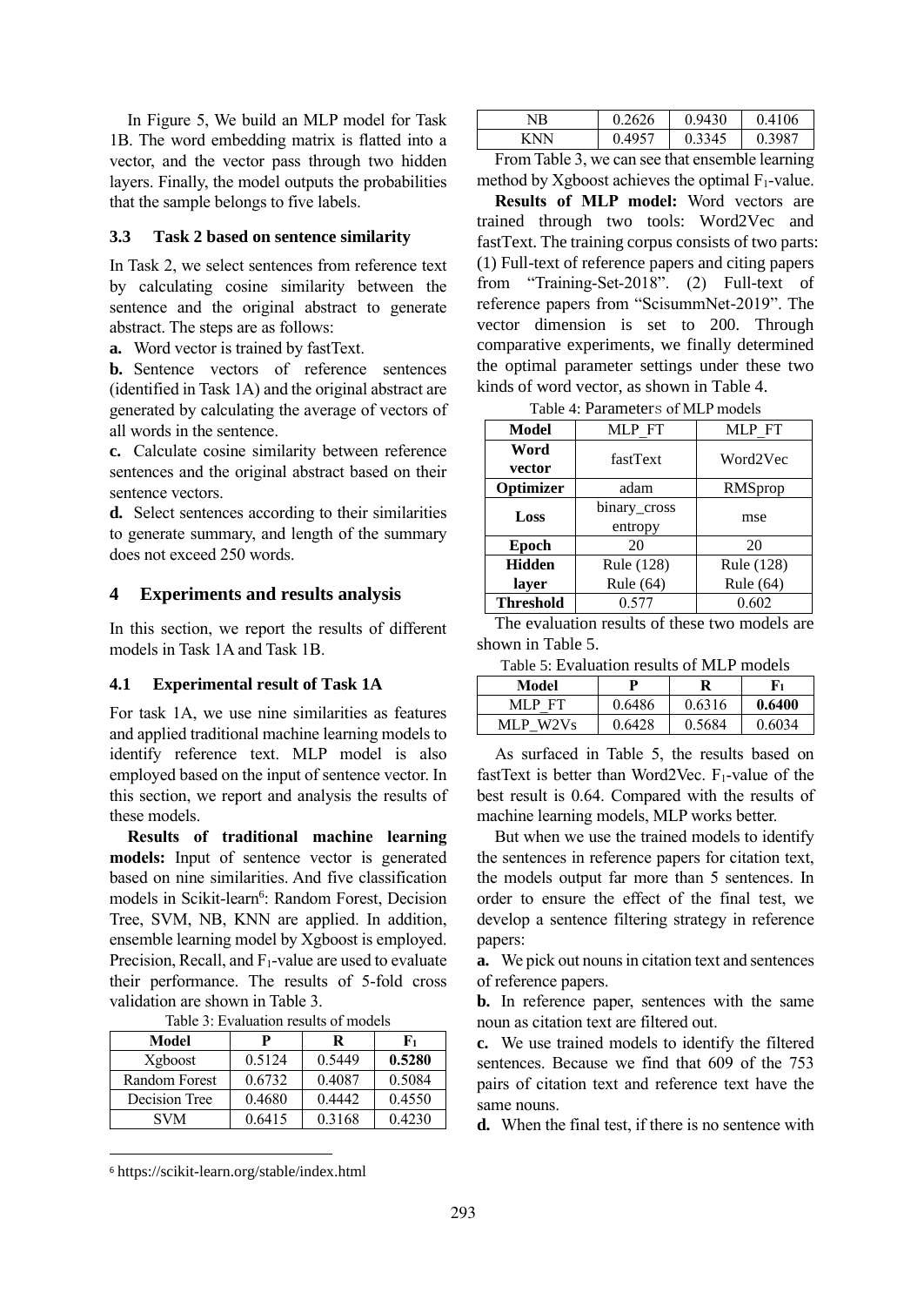In Figure 5, We build an MLP model for Task 1B. The word embedding matrix is flatted into a vector, and the vector pass through two hidden layers. Finally, the model outputs the probabilities that the sample belongs to five labels.

### 3.3 Task 2 based on sentence similarity

In Task 2, we select sentences from reference text by calculating cosine similarity between the sentence and the original abstract to generate abstract. The steps are as follows:

**a.** Word vector is trained by fastText.

**b.** Sentence vectors of reference sentences (identified in Task 1A) and the original abstract are generated by calculating the average of vectors of all words in the sentence.

**c.** Calculate cosine similarity between reference sentences and the original abstract based on their sentence vectors.

**d.** Select sentences according to their similarities to generate summary, and length of the summary does not exceed 250 words.

## 4 Experiments and results analysis

In this section, we report the results of different models in Task 1A and Task 1B.

### 4.1 Experimental result of Task 1A

For task 1A, we use nine similarities as features and applied traditional machine learning models to identify reference text. MLP model is also employed based on the input of sentence vector. In this section, we report and analysis the results of these models.

**Results of traditional machine learning models:** Input of sentence vector is generated based on nine similarities. And five classification models in Scikit-learn[6]: Random Forest, Decision Tree, SVM, NB, KNN are applied. In addition, ensemble learning model by Xgboost is employed. Precision, Recall, and $F_1$-value are used to evaluate their performance. The results of 5-fold cross validation are shown in Table 3.

Table 3: Evaluation results of models

| Model | P | R | $F_1$ |
|---|---|---|---|
| Xgboost | 0.5124 | 0.5449 | **0.5280** |
| Random Forest | 0.6732 | 0.4087 | 0.5084 |
| Decision Tree | 0.4680 | 0.4442 | 0.4550 |
| SVM | 0.6415 | 0.3168 | 0.4230 |
| NB | 0.2626 | 0.9430 | 0.4106 |
| KNN | 0.4957 | 0.3345 | 0.3987 |

[6] https://scikit-learn.org/stable/index.html

From Table 3, we can see that ensemble learning method by Xgboost achieves the optimal $F_1$-value.

**Results of MLP model:** Word vectors are trained through two tools: Word2Vec and fastText. The training corpus consists of two parts: (1) Full-text of reference papers and citing papers from "Training-Set-2018". (2) Full-text of reference papers from "ScisummNet-2019". The vector dimension is set to 200. Through comparative experiments, we finally determined the optimal parameter settings under these two kinds of word vector, as shown in Table 4.

Table 4: Parameters of MLP models

| Model | MLP_FT | MLP_FT |
|---|---|---|
| Word vector | fastText | Word2Vec |
| Optimizer | adam | RMSprop |
| Loss | binary_cross entropy | mse |
| Epoch | 20 | 20 |
| Hidden layer | Rule (128)<br>Rule (64) | Rule (128)<br>Rule (64) |
| Threshold | 0.577 | 0.602 |

The evaluation results of these two models are shown in Table 5.

Table 5: Evaluation results of MLP models

| Model | P | R | $F_1$ |
|---|---|---|---|
| MLP_FT | 0.6486 | 0.6316 | **0.6400** |
| MLP_W2Vs | 0.6428 | 0.5684 | 0.6034 |

As surfaced in Table 5, the results based on fastText is better than Word2Vec. $F_1$-value of the best result is 0.64. Compared with the results of machine learning models, MLP works better.

But when we use the trained models to identify the sentences in reference papers for citation text, the models output far more than 5 sentences. In order to ensure the effect of the final test, we develop a sentence filtering strategy in reference papers:

**a.** We pick out nouns in citation text and sentences of reference papers.

**b.** In reference paper, sentences with the same noun as citation text are filtered out.

**c.** We use trained models to identify the filtered sentences. Because we find that 609 of the 753 pairs of citation text and reference text have the same nouns.

**d.** When the final test, if there is no sentence with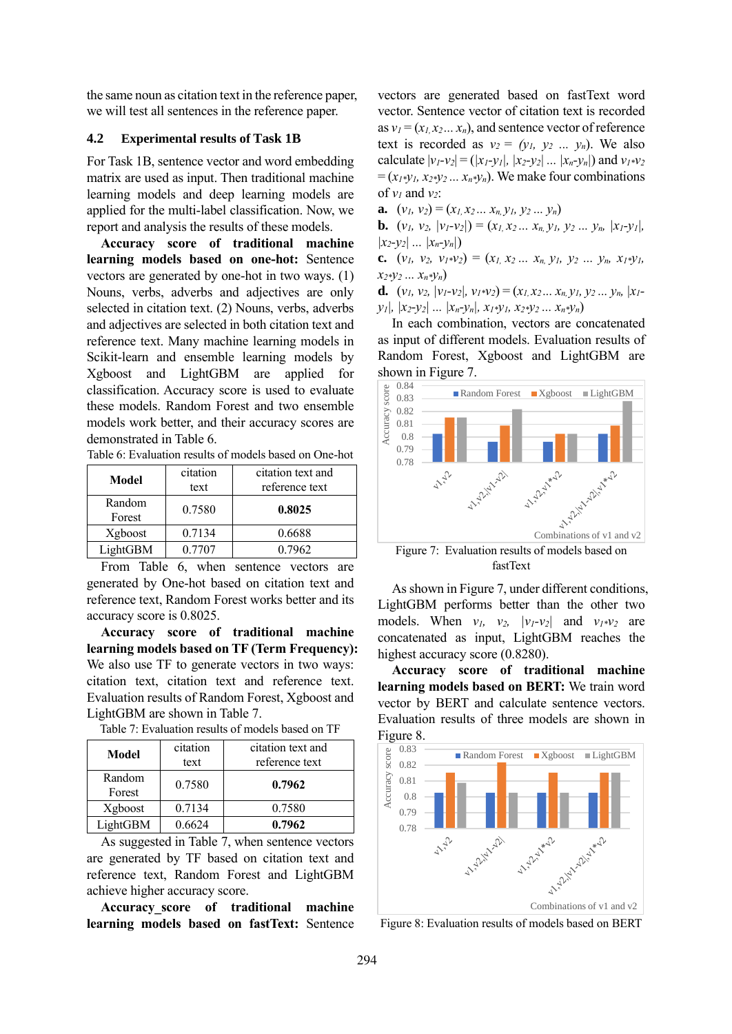the same noun as citation text in the reference paper, we will test all sentences in the reference paper.

### 4.2 Experimental results of Task 1B

For Task 1B, sentence vector and word embedding matrix are used as input. Then traditional machine learning models and deep learning models are applied for the multi-label classification. Now, we report and analysis the results of these models.

**Accuracy score of traditional machine learning models based on one-hot:** Sentence vectors are generated by one-hot in two ways. (1) Nouns, verbs, adverbs and adjectives are only selected in citation text. (2) Nouns, verbs, adverbs and adjectives are selected in both citation text and reference text. Many machine learning models in Scikit-learn and ensemble learning models by Xgboost and LightGBM are applied for classification. Accuracy score is used to evaluate these models. Random Forest and two ensemble models work better, and their accuracy scores are demonstrated in Table 6.

Table 6: Evaluation results of models based on One-hot

| Model | citation text | citation text and reference text |
|---|---|---|
| Random Forest | 0.7580 | **0.8025** |
| Xgboost | 0.7134 | 0.6688 |
| LightGBM | 0.7707 | 0.7962 |

From Table 6, when sentence vectors are generated by One-hot based on citation text and reference text, Random Forest works better and its accuracy score is 0.8025.

**Accuracy score of traditional machine learning models based on TF (Term Frequency):** We also use TF to generate vectors in two ways: citation text, citation text and reference text. Evaluation results of Random Forest, Xgboost and LightGBM are shown in Table 7.

Table 7: Evaluation results of models based on TF

| Model | citation text | citation text and reference text |
|---|---|---|
| Random Forest | 0.7580 | **0.7962** |
| Xgboost | 0.7134 | 0.7580 |
| LightGBM | 0.6624 | **0.7962** |

As suggested in Table 7, when sentence vectors are generated by TF based on citation text and reference text, Random Forest and LightGBM achieve higher accuracy score.

**Accuracy_score of traditional machine learning models based on fastText:** Sentence vectors are generated based on fastText word vector. Sentence vector of citation text is recorded as $v_1 = (x_1, x_2 \dots x_n)$, and sentence vector of reference text is recorded as $v_2 = (y_1, y_2 \dots y_n)$. We also calculate $|v_1\text{-}v_2| = (|x_1\text{-}y_1|, |x_2\text{-}y_2| \dots |x_n\text{-}y_n|)$ and $v_1{*}v_2 = (x_1{*}y_1, x_2{*}y_2 \dots x_n{*}y_n)$. We make four combinations of $v_1$ and $v_2$:

**a.** $(v_1, v_2) = (x_1, x_2 \dots x_n, y_1, y_2 \dots y_n)$

**b.** $(v_1, v_2, |v_1\text{-}v_2|) = (x_1, x_2 \dots x_n, y_1, y_2 \dots y_n, |x_1\text{-}y_1|, |x_2\text{-}y_2| \dots |x_n\text{-}y_n|)$

**c.** $(v_1, v_2, v_1{*}v_2) = (x_1, x_2 \dots x_n, y_1, y_2 \dots y_n, x_1{*}y_1, x_2{*}y_2 \dots x_n{*}y_n)$

**d.** $(v_1, v_2, |v_1\text{-}v_2|, v_1{*}v_2) = (x_1, x_2 \dots x_n, y_1, y_2 \dots y_n, |x_1\text{-}y_1|, |x_2\text{-}y_2| \dots |x_n\text{-}y_n|, x_1{*}y_1, x_2{*}y_2 \dots x_n{*}y_n)$

In each combination, vectors are concatenated as input of different models. Evaluation results of Random Forest, Xgboost and LightGBM are shown in Figure 7.

Figure 7: Evaluation results of models based on fastText

As shown in Figure 7, under different conditions, LightGBM performs better than the other two models. When $v_1$, $v_2$, $|v_1\text{-}v_2|$ and $v_1{*}v_2$ are concatenated as input, LightGBM reaches the highest accuracy score (0.8280).

**Accuracy score of traditional machine learning models based on BERT:** We train word vector by BERT and calculate sentence vectors. Evaluation results of three models are shown in Figure 8.

Figure 8: Evaluation results of models based on BERT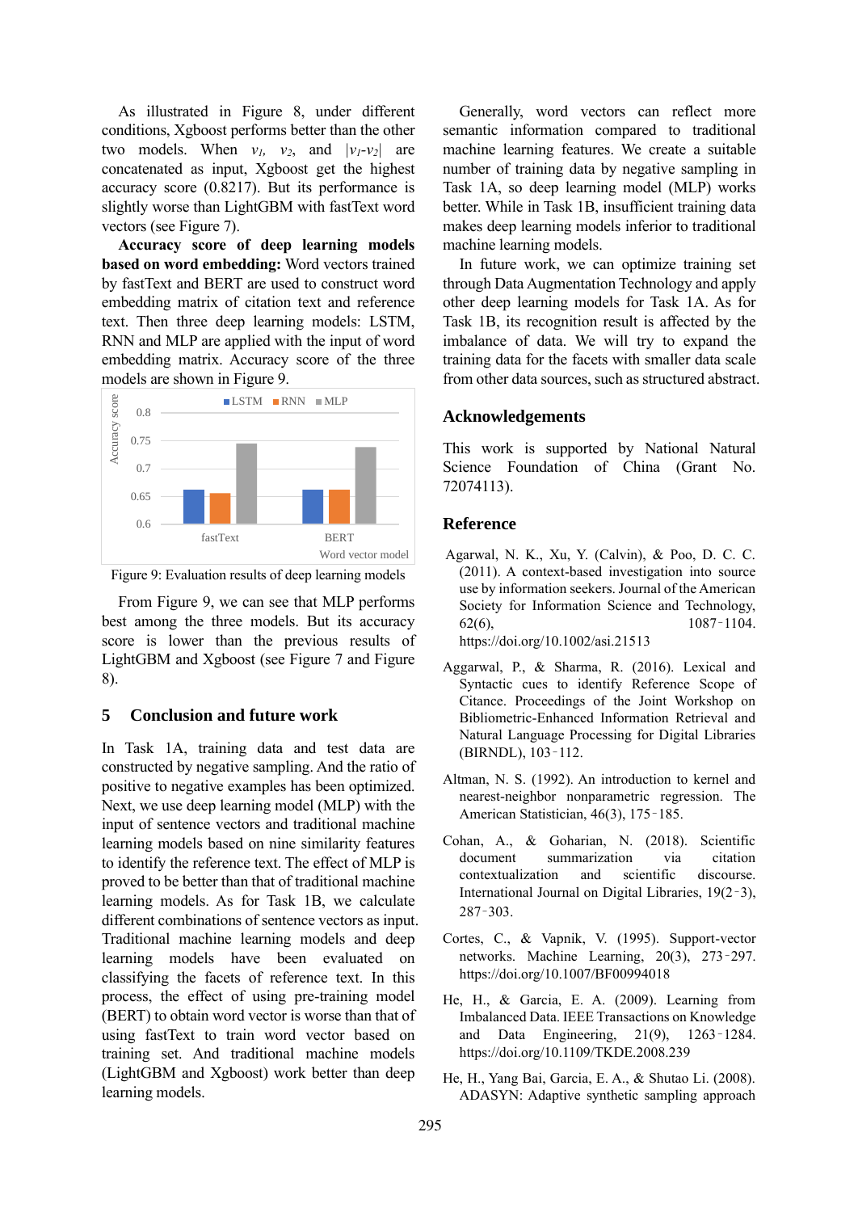As illustrated in Figure 8, under different conditions, Xgboost performs better than the other two models. When $v_1$, $v_2$, and $|v_1-v_2|$ are concatenated as input, Xgboost get the highest accuracy score (0.8217). But its performance is slightly worse than LightGBM with fastText word vectors (see Figure 7).

**Accuracy score of deep learning models based on word embedding:** Word vectors trained by fastText and BERT are used to construct word embedding matrix of citation text and reference text. Then three deep learning models: LSTM, RNN and MLP are applied with the input of word embedding matrix. Accuracy score of the three models are shown in Figure 9.

Figure 9: Evaluation results of deep learning models

From Figure 9, we can see that MLP performs best among the three models. But its accuracy score is lower than the previous results of LightGBM and Xgboost (see Figure 7 and Figure 8).

## 5 Conclusion and future work

In Task 1A, training data and test data are constructed by negative sampling. And the ratio of positive to negative examples has been optimized. Next, we use deep learning model (MLP) with the input of sentence vectors and traditional machine learning models based on nine similarity features to identify the reference text. The effect of MLP is proved to be better than that of traditional machine learning models. As for Task 1B, we calculate different combinations of sentence vectors as input. Traditional machine learning models and deep learning models have been evaluated on classifying the facets of reference text. In this process, the effect of using pre-training model (BERT) to obtain word vector is worse than that of using fastText to train word vector based on training set. And traditional machine models (LightGBM and Xgboost) work better than deep learning models.

Generally, word vectors can reflect more semantic information compared to traditional machine learning features. We create a suitable number of training data by negative sampling in Task 1A, so deep learning model (MLP) works better. While in Task 1B, insufficient training data makes deep learning models inferior to traditional machine learning models.

In future work, we can optimize training set through Data Augmentation Technology and apply other deep learning models for Task 1A. As for Task 1B, its recognition result is affected by the imbalance of data. We will try to expand the training data for the facets with smaller data scale from other data sources, such as structured abstract.

## Acknowledgements

This work is supported by National Natural Science Foundation of China (Grant No. 72074113).

## Reference

Agarwal, N. K., Xu, Y. (Calvin), & Poo, D. C. C. (2011). A context-based investigation into source use by information seekers. Journal of the American Society for Information Science and Technology, 62(6), 1087–1104. https://doi.org/10.1002/asi.21513

Aggarwal, P., & Sharma, R. (2016). Lexical and Syntactic cues to identify Reference Scope of Citance. Proceedings of the Joint Workshop on Bibliometric-Enhanced Information Retrieval and Natural Language Processing for Digital Libraries (BIRNDL), 103–112.

Altman, N. S. (1992). An introduction to kernel and nearest-neighbor nonparametric regression. The American Statistician, 46(3), 175–185.

Cohan, A., & Goharian, N. (2018). Scientific document summarization via citation contextualization and scientific discourse. International Journal on Digital Libraries, 19(2–3), 287–303.

Cortes, C., & Vapnik, V. (1995). Support-vector networks. Machine Learning, 20(3), 273–297. https://doi.org/10.1007/BF00994018

He, H., & Garcia, E. A. (2009). Learning from Imbalanced Data. IEEE Transactions on Knowledge and Data Engineering, 21(9), 1263–1284. https://doi.org/10.1109/TKDE.2008.239

He, H., Yang Bai, Garcia, E. A., & Shutao Li. (2008). ADASYN: Adaptive synthetic sampling approach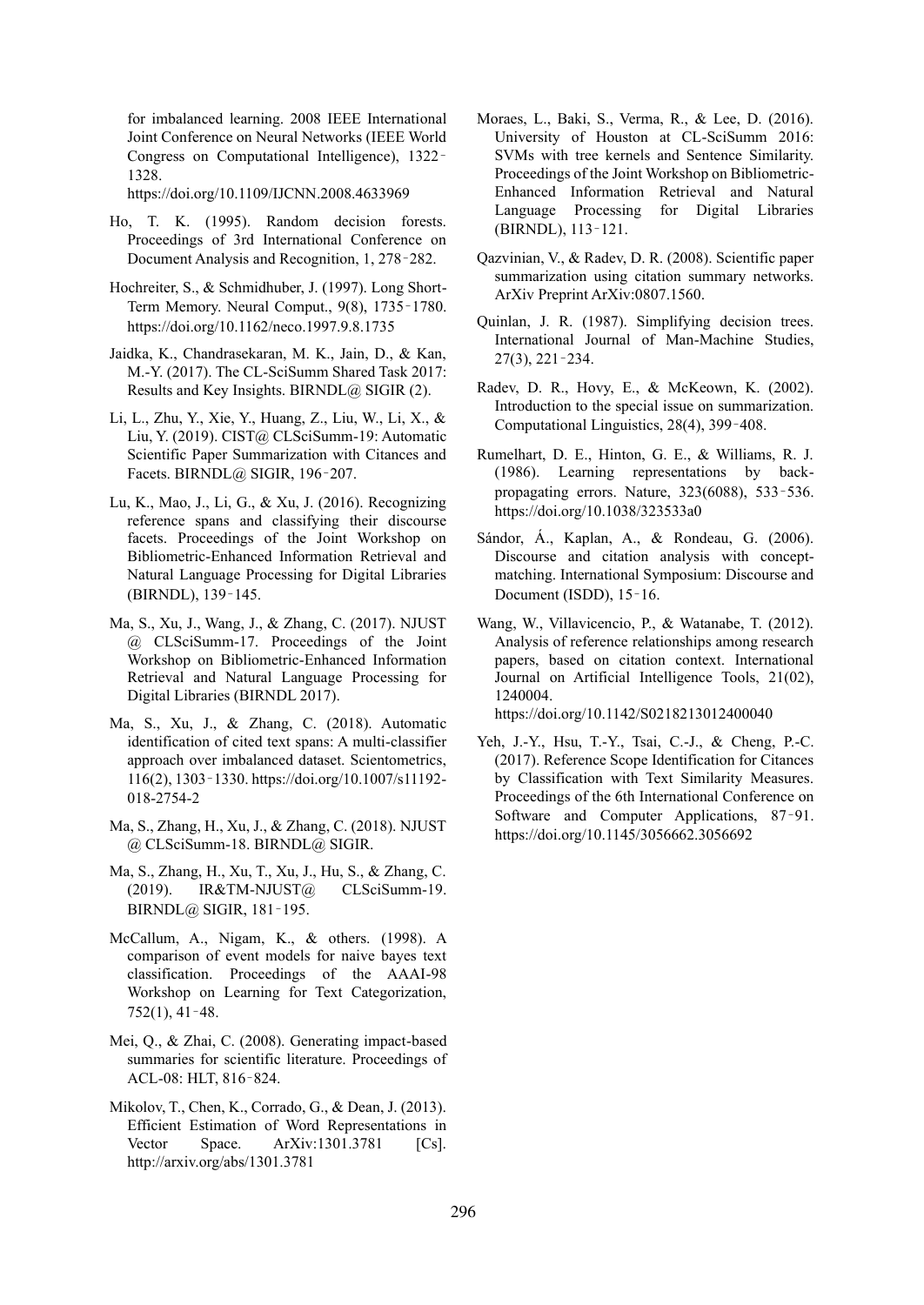for imbalanced learning. 2008 IEEE International Joint Conference on Neural Networks (IEEE World Congress on Computational Intelligence), 1322‑1328. https://doi.org/10.1109/IJCNN.2008.4633969

Ho, T. K. (1995). Random decision forests. Proceedings of 3rd International Conference on Document Analysis and Recognition, 1, 278‑282.

Hochreiter, S., & Schmidhuber, J. (1997). Long Short-Term Memory. Neural Comput., 9(8), 1735‑1780. https://doi.org/10.1162/neco.1997.9.8.1735

Jaidka, K., Chandrasekaran, M. K., Jain, D., & Kan, M.-Y. (2017). The CL-SciSumm Shared Task 2017: Results and Key Insights. BIRNDL@ SIGIR (2).

Li, L., Zhu, Y., Xie, Y., Huang, Z., Liu, W., Li, X., & Liu, Y. (2019). CIST@ CLSciSumm-19: Automatic Scientific Paper Summarization with Citances and Facets. BIRNDL@ SIGIR, 196‑207.

Lu, K., Mao, J., Li, G., & Xu, J. (2016). Recognizing reference spans and classifying their discourse facets. Proceedings of the Joint Workshop on Bibliometric-Enhanced Information Retrieval and Natural Language Processing for Digital Libraries (BIRNDL), 139‑145.

Ma, S., Xu, J., Wang, J., & Zhang, C. (2017). NJUST @ CLSciSumm-17. Proceedings of the Joint Workshop on Bibliometric-Enhanced Information Retrieval and Natural Language Processing for Digital Libraries (BIRNDL 2017).

Ma, S., Xu, J., & Zhang, C. (2018). Automatic identification of cited text spans: A multi-classifier approach over imbalanced dataset. Scientometrics, 116(2), 1303‑1330. https://doi.org/10.1007/s11192-018-2754-2

Ma, S., Zhang, H., Xu, J., & Zhang, C. (2018). NJUST @ CLSciSumm-18. BIRNDL@ SIGIR.

Ma, S., Zhang, H., Xu, T., Xu, J., Hu, S., & Zhang, C. (2019). IR&TM-NJUST@ CLSciSumm-19. BIRNDL@ SIGIR, 181‑195.

McCallum, A., Nigam, K., & others. (1998). A comparison of event models for naive bayes text classification. Proceedings of the AAAI-98 Workshop on Learning for Text Categorization, 752(1), 41‑48.

Mei, Q., & Zhai, C. (2008). Generating impact-based summaries for scientific literature. Proceedings of ACL-08: HLT, 816‑824.

Mikolov, T., Chen, K., Corrado, G., & Dean, J. (2013). Efficient Estimation of Word Representations in Vector Space. ArXiv:1301.3781 [Cs]. http://arxiv.org/abs/1301.3781

Moraes, L., Baki, S., Verma, R., & Lee, D. (2016). University of Houston at CL-SciSumm 2016: SVMs with tree kernels and Sentence Similarity. Proceedings of the Joint Workshop on Bibliometric-Enhanced Information Retrieval and Natural Language Processing for Digital Libraries (BIRNDL), 113‑121.

Qazvinian, V., & Radev, D. R. (2008). Scientific paper summarization using citation summary networks. ArXiv Preprint ArXiv:0807.1560.

Quinlan, J. R. (1987). Simplifying decision trees. International Journal of Man-Machine Studies, 27(3), 221‑234.

Radev, D. R., Hovy, E., & McKeown, K. (2002). Introduction to the special issue on summarization. Computational Linguistics, 28(4), 399‑408.

Rumelhart, D. E., Hinton, G. E., & Williams, R. J. (1986). Learning representations by back-propagating errors. Nature, 323(6088), 533‑536. https://doi.org/10.1038/323533a0

Sándor, Á., Kaplan, A., & Rondeau, G. (2006). Discourse and citation analysis with concept-matching. International Symposium: Discourse and Document (ISDD), 15‑16.

Wang, W., Villavicencio, P., & Watanabe, T. (2012). Analysis of reference relationships among research papers, based on citation context. International Journal on Artificial Intelligence Tools, 21(02), 1240004. https://doi.org/10.1142/S0218213012400040

Yeh, J.-Y., Hsu, T.-Y., Tsai, C.-J., & Cheng, P.-C. (2017). Reference Scope Identification for Citances by Classification with Text Similarity Measures. Proceedings of the 6th International Conference on Software and Computer Applications, 87‑91. https://doi.org/10.1145/3056662.3056692